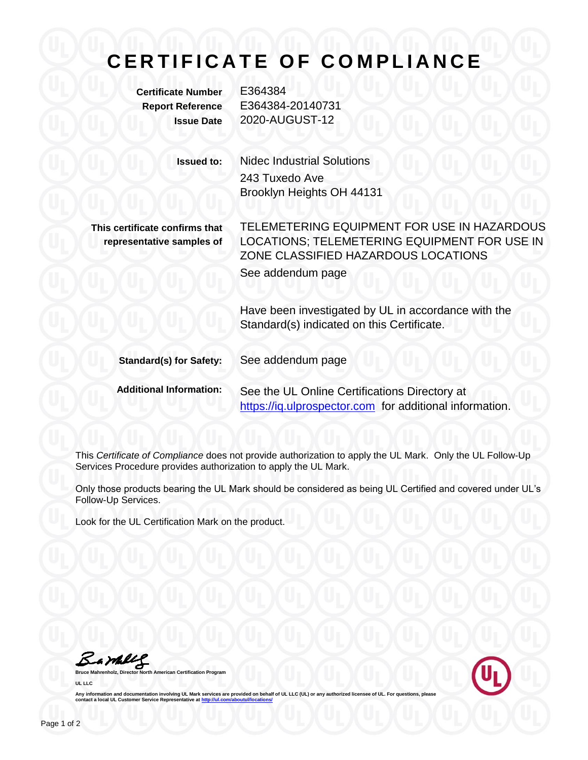# CERTIFICATE OF COMPLIANCE

| | |
|---|---|
| **Certificate Number** | E364384 |
| **Report Reference** | E364384-20140731 |
| **Issue Date** | 2020-AUGUST-12 |

**Issued to:** Nidec Industrial Solutions
243 Tuxedo Ave
Brooklyn Heights OH 44131

**This certificate confirms that representative samples of**

TELEMETERING EQUIPMENT FOR USE IN HAZARDOUS LOCATIONS; TELEMETERING EQUIPMENT FOR USE IN ZONE CLASSIFIED HAZARDOUS LOCATIONS

See addendum page

Have been investigated by UL in accordance with the Standard(s) indicated on this Certificate.

**Standard(s) for Safety:** See addendum page

**Additional Information:** See the UL Online Certifications Directory at https://iq.ulprospector.com for additional information.

This *Certificate of Compliance* does not provide authorization to apply the UL Mark. Only the UL Follow-Up Services Procedure provides authorization to apply the UL Mark.

Only those products bearing the UL Mark should be considered as being UL Certified and covered under UL's Follow-Up Services.

Look for the UL Certification Mark on the product.

**Bruce Mahrenholz, Director North American Certification Program**

**UL LLC**

Any information and documentation involving UL Mark services are provided on behalf of UL LLC (UL) or any authorized licensee of UL. For questions, please contact a local UL Customer Service Representative at http://ul.com/aboutul/locations/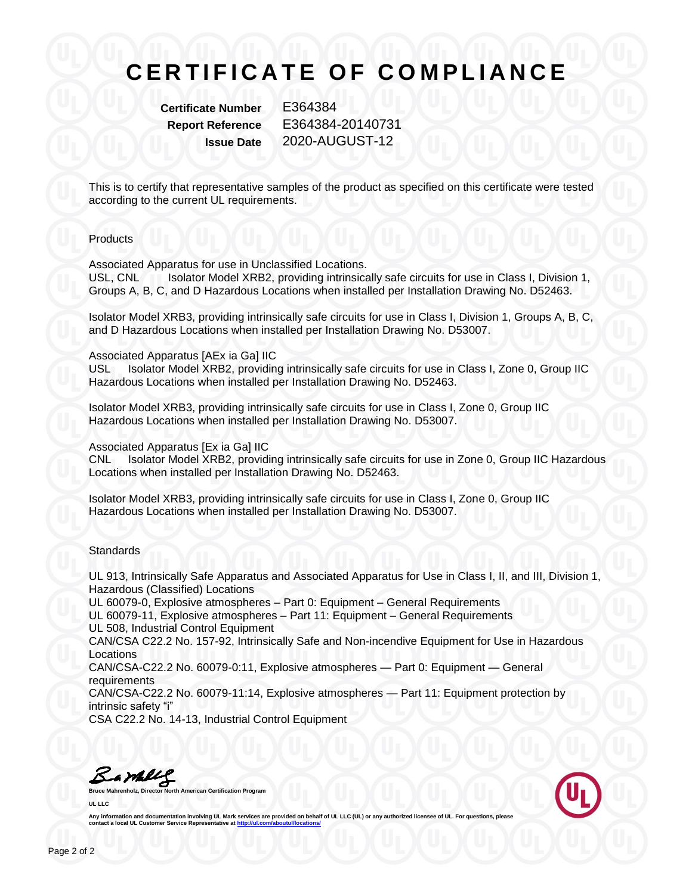# CERTIFICATE OF COMPLIANCE

**Certificate Number** E364384
**Report Reference** E364384-20140731
**Issue Date** 2020-AUGUST-12

This is to certify that representative samples of the product as specified on this certificate were tested according to the current UL requirements.

Products

Associated Apparatus for use in Unclassified Locations.
USL, CNL Isolator Model XRB2, providing intrinsically safe circuits for use in Class I, Division 1, Groups A, B, C, and D Hazardous Locations when installed per Installation Drawing No. D52463.

Isolator Model XRB3, providing intrinsically safe circuits for use in Class I, Division 1, Groups A, B, C, and D Hazardous Locations when installed per Installation Drawing No. D53007.

Associated Apparatus [AEx ia Ga] IIC
USL Isolator Model XRB2, providing intrinsically safe circuits for use in Class I, Zone 0, Group IIC Hazardous Locations when installed per Installation Drawing No. D52463.

Isolator Model XRB3, providing intrinsically safe circuits for use in Class I, Zone 0, Group IIC Hazardous Locations when installed per Installation Drawing No. D53007.

Associated Apparatus [Ex ia Ga] IIC
CNL Isolator Model XRB2, providing intrinsically safe circuits for use in Zone 0, Group IIC Hazardous Locations when installed per Installation Drawing No. D52463.

Isolator Model XRB3, providing intrinsically safe circuits for use in Class I, Zone 0, Group IIC Hazardous Locations when installed per Installation Drawing No. D53007.

Standards

UL 913, Intrinsically Safe Apparatus and Associated Apparatus for Use in Class I, II, and III, Division 1, Hazardous (Classified) Locations
UL 60079-0, Explosive atmospheres – Part 0: Equipment – General Requirements
UL 60079-11, Explosive atmospheres – Part 11: Equipment – General Requirements
UL 508, Industrial Control Equipment
CAN/CSA C22.2 No. 157-92, Intrinsically Safe and Non-incendive Equipment for Use in Hazardous Locations
CAN/CSA-C22.2 No. 60079-0:11, Explosive atmospheres — Part 0: Equipment — General requirements
CAN/CSA-C22.2 No. 60079-11:14, Explosive atmospheres — Part 11: Equipment protection by intrinsic safety "i"
CSA C22.2 No. 14-13, Industrial Control Equipment

**Bruce Mahrenholz, Director North American Certification Program**

**UL LLC**

**Any information and documentation involving UL Mark services are provided on behalf of UL LLC (UL) or any authorized licensee of UL. For questions, please contact a local UL Customer Service Representative at http://ul.com/aboutul/locations/**